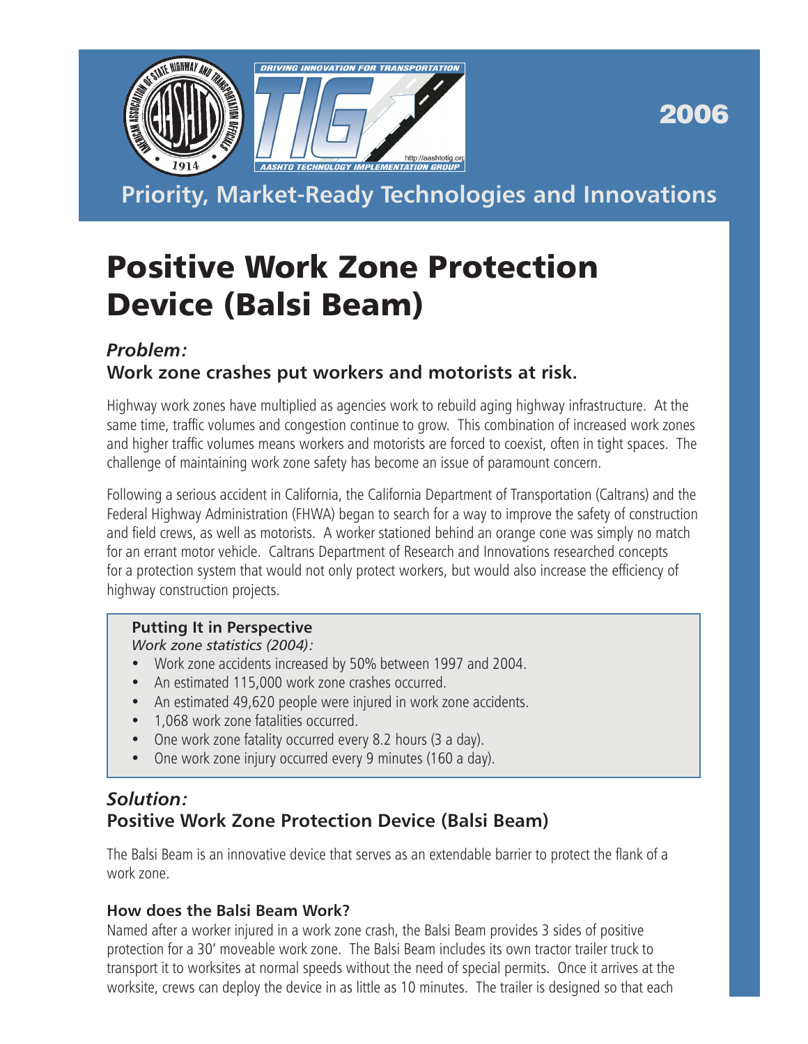2006

**Priority, Market-Ready Technologies and Innovations**

# Positive Work Zone Protection Device (Balsi Beam)

## *Problem:*
## Work zone crashes put workers and motorists at risk.

Highway work zones have multiplied as agencies work to rebuild aging highway infrastructure. At the same time, traffic volumes and congestion continue to grow. This combination of increased work zones and higher traffic volumes means workers and motorists are forced to coexist, often in tight spaces. The challenge of maintaining work zone safety has become an issue of paramount concern.

Following a serious accident in California, the California Department of Transportation (Caltrans) and the Federal Highway Administration (FHWA) began to search for a way to improve the safety of construction and field crews, as well as motorists. A worker stationed behind an orange cone was simply no match for an errant motor vehicle. Caltrans Department of Research and Innovations researched concepts for a protection system that would not only protect workers, but would also increase the efficiency of highway construction projects.

**Putting It in Perspective**
*Work zone statistics (2004):*

- Work zone accidents increased by 50% between 1997 and 2004.
- An estimated 115,000 work zone crashes occurred.
- An estimated 49,620 people were injured in work zone accidents.
- 1,068 work zone fatalities occurred.
- One work zone fatality occurred every 8.2 hours (3 a day).
- One work zone injury occurred every 9 minutes (160 a day).

## *Solution:*
## Positive Work Zone Protection Device (Balsi Beam)

The Balsi Beam is an innovative device that serves as an extendable barrier to protect the flank of a work zone.

### How does the Balsi Beam Work?

Named after a worker injured in a work zone crash, the Balsi Beam provides 3 sides of positive protection for a 30' moveable work zone. The Balsi Beam includes its own tractor trailer truck to transport it to worksites at normal speeds without the need of special permits. Once it arrives at the worksite, crews can deploy the device in as little as 10 minutes. The trailer is designed so that each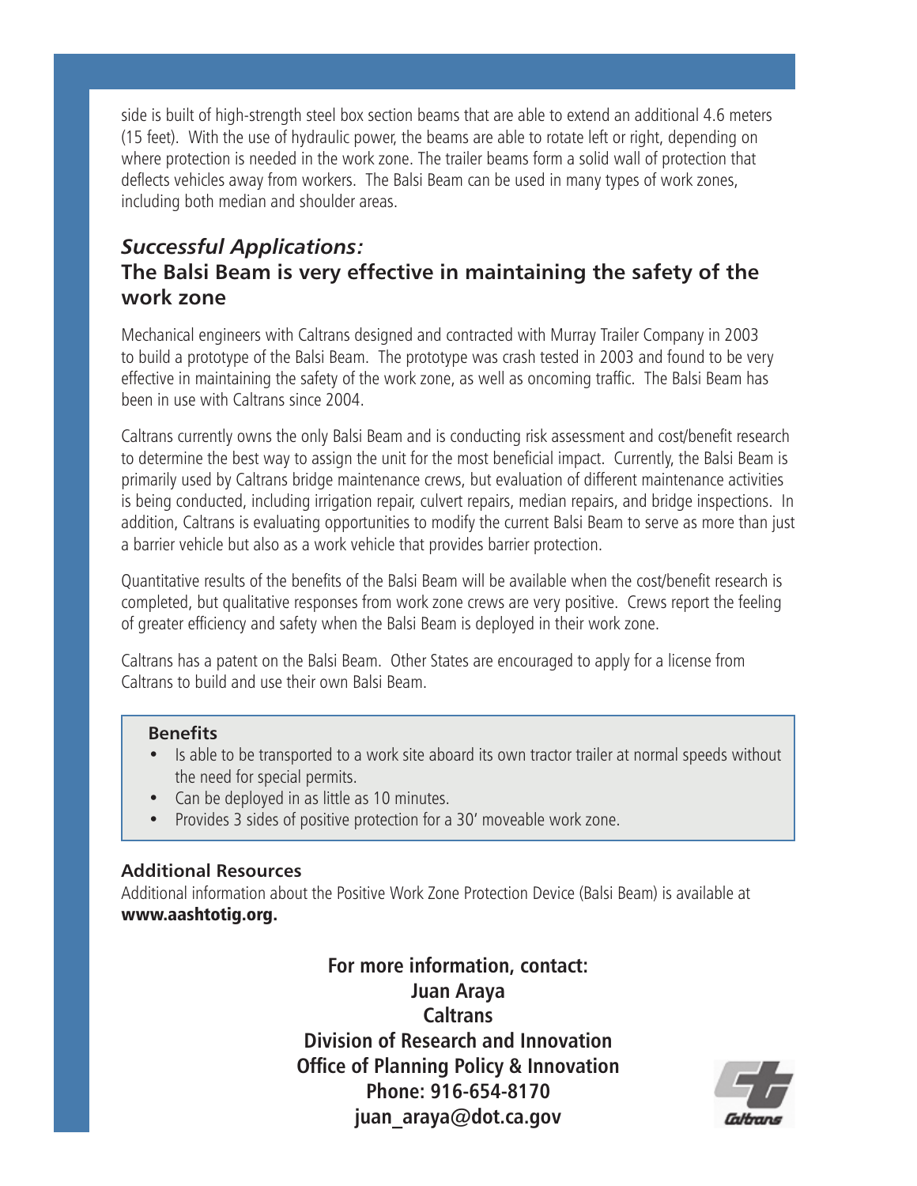side is built of high-strength steel box section beams that are able to extend an additional 4.6 meters (15 feet). With the use of hydraulic power, the beams are able to rotate left or right, depending on where protection is needed in the work zone. The trailer beams form a solid wall of protection that deflects vehicles away from workers. The Balsi Beam can be used in many types of work zones, including both median and shoulder areas.

## *Successful Applications:*
## The Balsi Beam is very effective in maintaining the safety of the work zone

Mechanical engineers with Caltrans designed and contracted with Murray Trailer Company in 2003 to build a prototype of the Balsi Beam. The prototype was crash tested in 2003 and found to be very effective in maintaining the safety of the work zone, as well as oncoming traffic. The Balsi Beam has been in use with Caltrans since 2004.

Caltrans currently owns the only Balsi Beam and is conducting risk assessment and cost/benefit research to determine the best way to assign the unit for the most beneficial impact. Currently, the Balsi Beam is primarily used by Caltrans bridge maintenance crews, but evaluation of different maintenance activities is being conducted, including irrigation repair, culvert repairs, median repairs, and bridge inspections. In addition, Caltrans is evaluating opportunities to modify the current Balsi Beam to serve as more than just a barrier vehicle but also as a work vehicle that provides barrier protection.

Quantitative results of the benefits of the Balsi Beam will be available when the cost/benefit research is completed, but qualitative responses from work zone crews are very positive. Crews report the feeling of greater efficiency and safety when the Balsi Beam is deployed in their work zone.

Caltrans has a patent on the Balsi Beam. Other States are encouraged to apply for a license from Caltrans to build and use their own Balsi Beam.

**Benefits**

- Is able to be transported to a work site aboard its own tractor trailer at normal speeds without the need for special permits.
- Can be deployed in as little as 10 minutes.
- Provides 3 sides of positive protection for a 30' moveable work zone.

**Additional Resources**

Additional information about the Positive Work Zone Protection Device (Balsi Beam) is available at **www.aashtotig.org.**

**For more information, contact:**
**Juan Araya**
**Caltrans**
**Division of Research and Innovation**
**Office of Planning Policy & Innovation**
**Phone: 916-654-8170**
**juan_araya@dot.ca.gov**